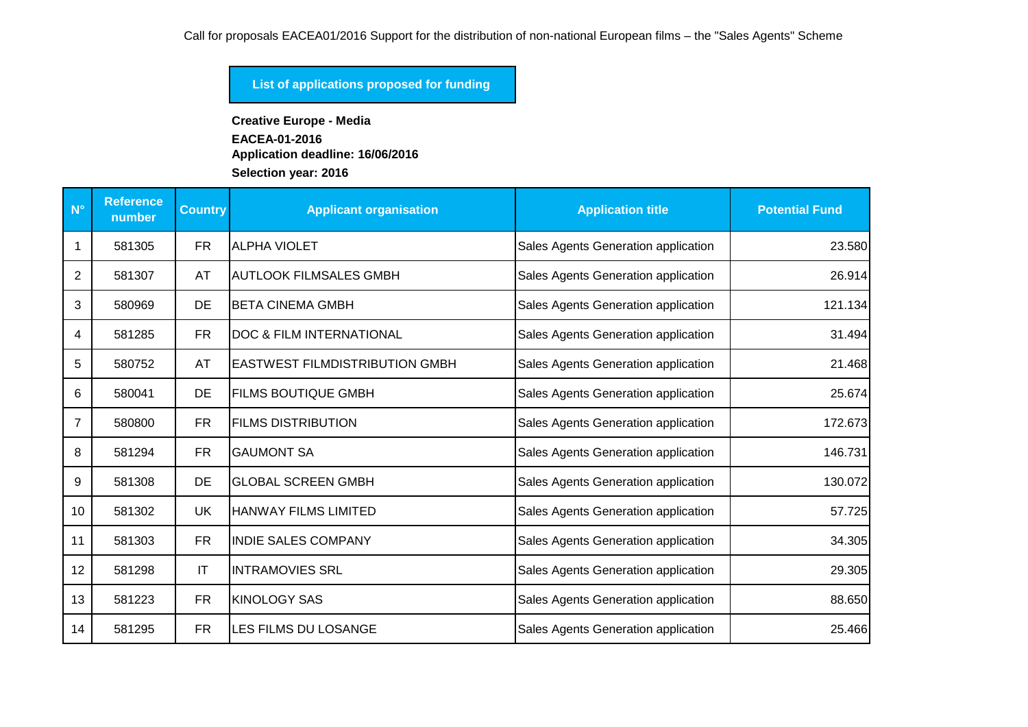Call for proposals EACEA01/2016 Support for the distribution of non-national European films – the "Sales Agents" Scheme

**List of applications proposed for funding**

**Creative Europe - Media**

**EACEA-01-2016**

**Application deadline: 16/06/2016**

**Selection year: 2016**

| N° | Reference number | Country | Applicant organisation | Application title | Potential Fund |
|---|---|---|---|---|---|
| 1 | 581305 | FR | ALPHA VIOLET | Sales Agents Generation application | 23.580 |
| 2 | 581307 | AT | AUTLOOK FILMSALES GMBH | Sales Agents Generation application | 26.914 |
| 3 | 580969 | DE | BETA CINEMA GMBH | Sales Agents Generation application | 121.134 |
| 4 | 581285 | FR | DOC & FILM INTERNATIONAL | Sales Agents Generation application | 31.494 |
| 5 | 580752 | AT | EASTWEST FILMDISTRIBUTION GMBH | Sales Agents Generation application | 21.468 |
| 6 | 580041 | DE | FILMS BOUTIQUE GMBH | Sales Agents Generation application | 25.674 |
| 7 | 580800 | FR | FILMS DISTRIBUTION | Sales Agents Generation application | 172.673 |
| 8 | 581294 | FR | GAUMONT SA | Sales Agents Generation application | 146.731 |
| 9 | 581308 | DE | GLOBAL SCREEN GMBH | Sales Agents Generation application | 130.072 |
| 10 | 581302 | UK | HANWAY FILMS LIMITED | Sales Agents Generation application | 57.725 |
| 11 | 581303 | FR | INDIE SALES COMPANY | Sales Agents Generation application | 34.305 |
| 12 | 581298 | IT | INTRAMOVIES SRL | Sales Agents Generation application | 29.305 |
| 13 | 581223 | FR | KINOLOGY SAS | Sales Agents Generation application | 88.650 |
| 14 | 581295 | FR | LES FILMS DU LOSANGE | Sales Agents Generation application | 25.466 |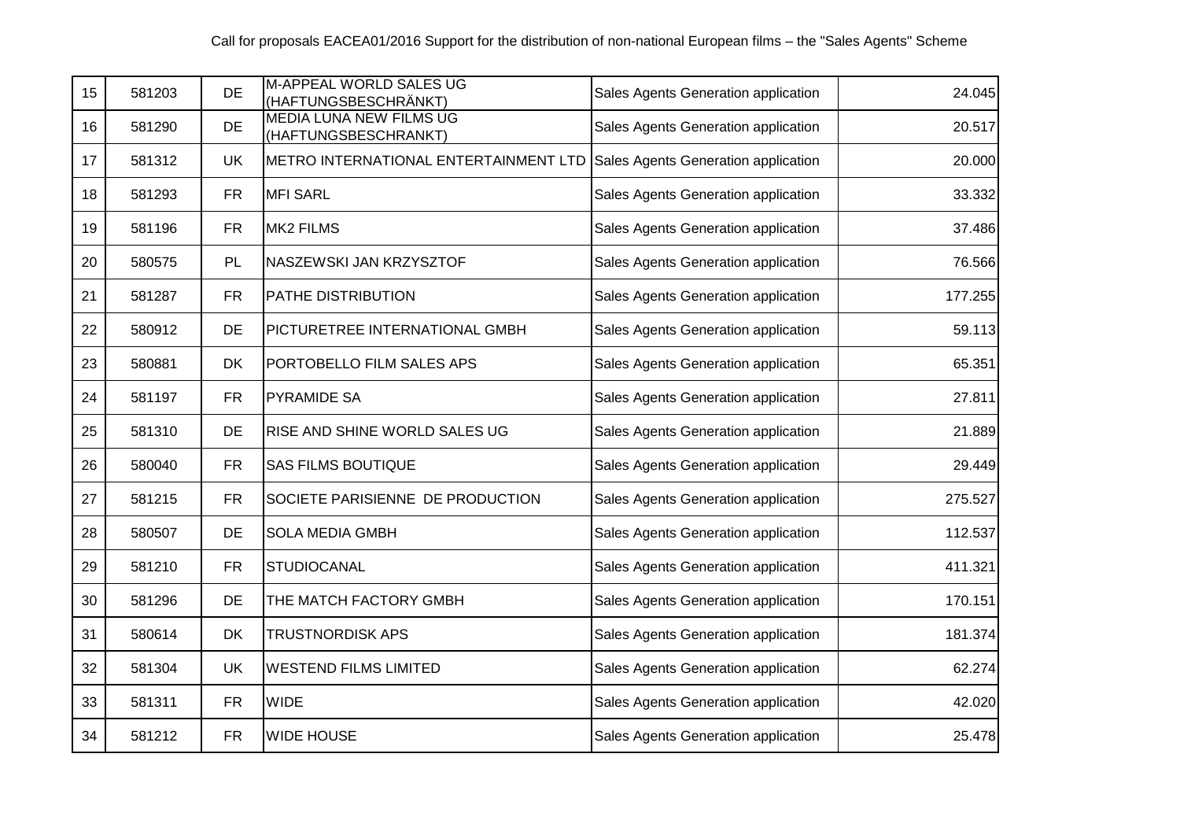Call for proposals EACEA01/2016 Support for the distribution of non-national European films – the "Sales Agents" Scheme

| | | | | | |
|---|---|---|---|---|---|
| 15 | 581203 | DE | M-APPEAL WORLD SALES UG (HAFTUNGSBESCHRÄNKT) | Sales Agents Generation application | 24.045 |
| 16 | 581290 | DE | MEDIA LUNA NEW FILMS UG (HAFTUNGSBESCHRANKT) | Sales Agents Generation application | 20.517 |
| 17 | 581312 | UK | METRO INTERNATIONAL ENTERTAINMENT LTD | Sales Agents Generation application | 20.000 |
| 18 | 581293 | FR | MFI SARL | Sales Agents Generation application | 33.332 |
| 19 | 581196 | FR | MK2 FILMS | Sales Agents Generation application | 37.486 |
| 20 | 580575 | PL | NASZEWSKI JAN KRZYSZTOF | Sales Agents Generation application | 76.566 |
| 21 | 581287 | FR | PATHE DISTRIBUTION | Sales Agents Generation application | 177.255 |
| 22 | 580912 | DE | PICTURETREE INTERNATIONAL GMBH | Sales Agents Generation application | 59.113 |
| 23 | 580881 | DK | PORTOBELLO FILM SALES APS | Sales Agents Generation application | 65.351 |
| 24 | 581197 | FR | PYRAMIDE SA | Sales Agents Generation application | 27.811 |
| 25 | 581310 | DE | RISE AND SHINE WORLD SALES UG | Sales Agents Generation application | 21.889 |
| 26 | 580040 | FR | SAS FILMS BOUTIQUE | Sales Agents Generation application | 29.449 |
| 27 | 581215 | FR | SOCIETE PARISIENNE DE PRODUCTION | Sales Agents Generation application | 275.527 |
| 28 | 580507 | DE | SOLA MEDIA GMBH | Sales Agents Generation application | 112.537 |
| 29 | 581210 | FR | STUDIOCANAL | Sales Agents Generation application | 411.321 |
| 30 | 581296 | DE | THE MATCH FACTORY GMBH | Sales Agents Generation application | 170.151 |
| 31 | 580614 | DK | TRUSTNORDISK APS | Sales Agents Generation application | 181.374 |
| 32 | 581304 | UK | WESTEND FILMS LIMITED | Sales Agents Generation application | 62.274 |
| 33 | 581311 | FR | WIDE | Sales Agents Generation application | 42.020 |
| 34 | 581212 | FR | WIDE HOUSE | Sales Agents Generation application | 25.478 |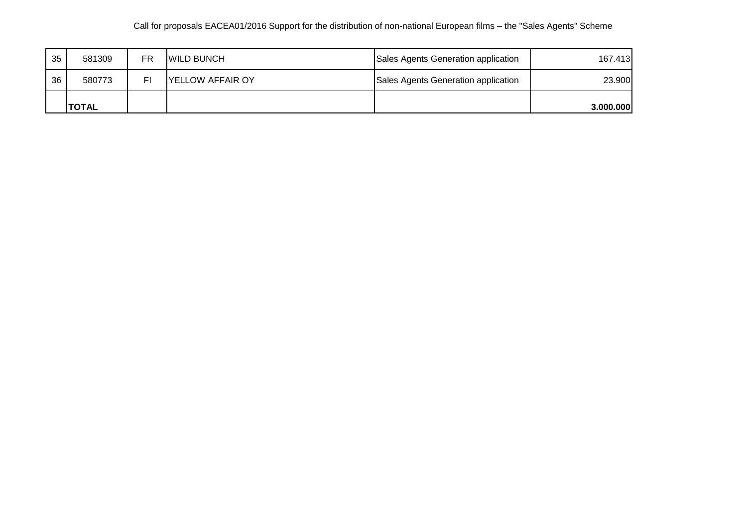| 35 | 581309 | FR | WILD BUNCH | Sales Agents Generation application | 167.413 |
|---|---|---|---|---|---|
| 36 | 580773 | FI | YELLOW AFFAIR OY | Sales Agents Generation application | 23.900 |
| | **TOTAL** | | | | **3.000.000** |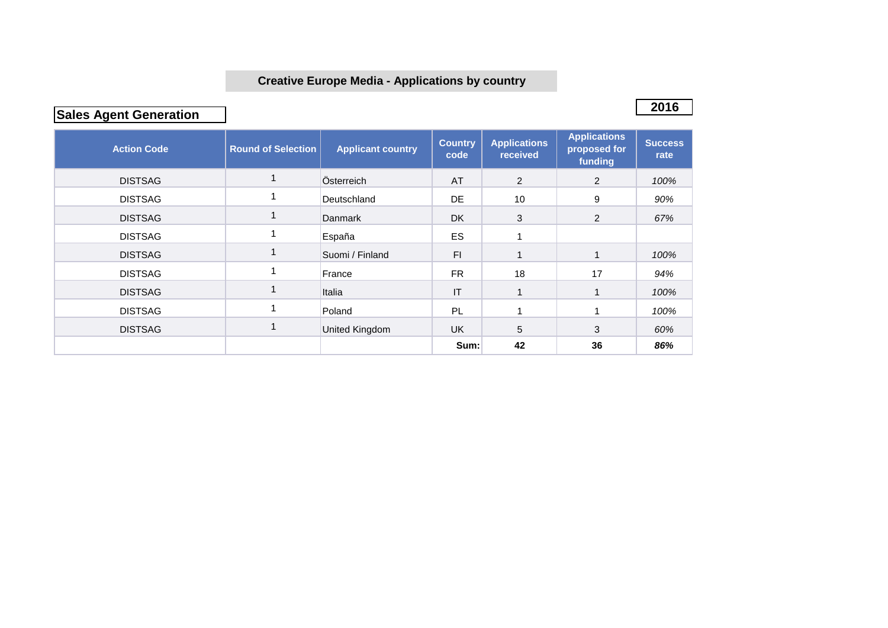# Creative Europe Media - Applications by country

## Sales Agent Generation

**2016**

| Action Code | Round of Selection | Applicant country | Country code | Applications received | Applications proposed for funding | Success rate |
|---|---|---|---|---|---|---|
| DISTSAG | 1 | Österreich | AT | 2 | 2 | *100%* |
| DISTSAG | 1 | Deutschland | DE | 10 | 9 | *90%* |
| DISTSAG | 1 | Danmark | DK | 3 | 2 | *67%* |
| DISTSAG | 1 | España | ES | 1 | | |
| DISTSAG | 1 | Suomi / Finland | FI | 1 | 1 | *100%* |
| DISTSAG | 1 | France | FR | 18 | 17 | *94%* |
| DISTSAG | 1 | Italia | IT | 1 | 1 | *100%* |
| DISTSAG | 1 | Poland | PL | 1 | 1 | *100%* |
| DISTSAG | 1 | United Kingdom | UK | 5 | 3 | *60%* |
| | | | **Sum:** | **42** | **36** | ***86%*** |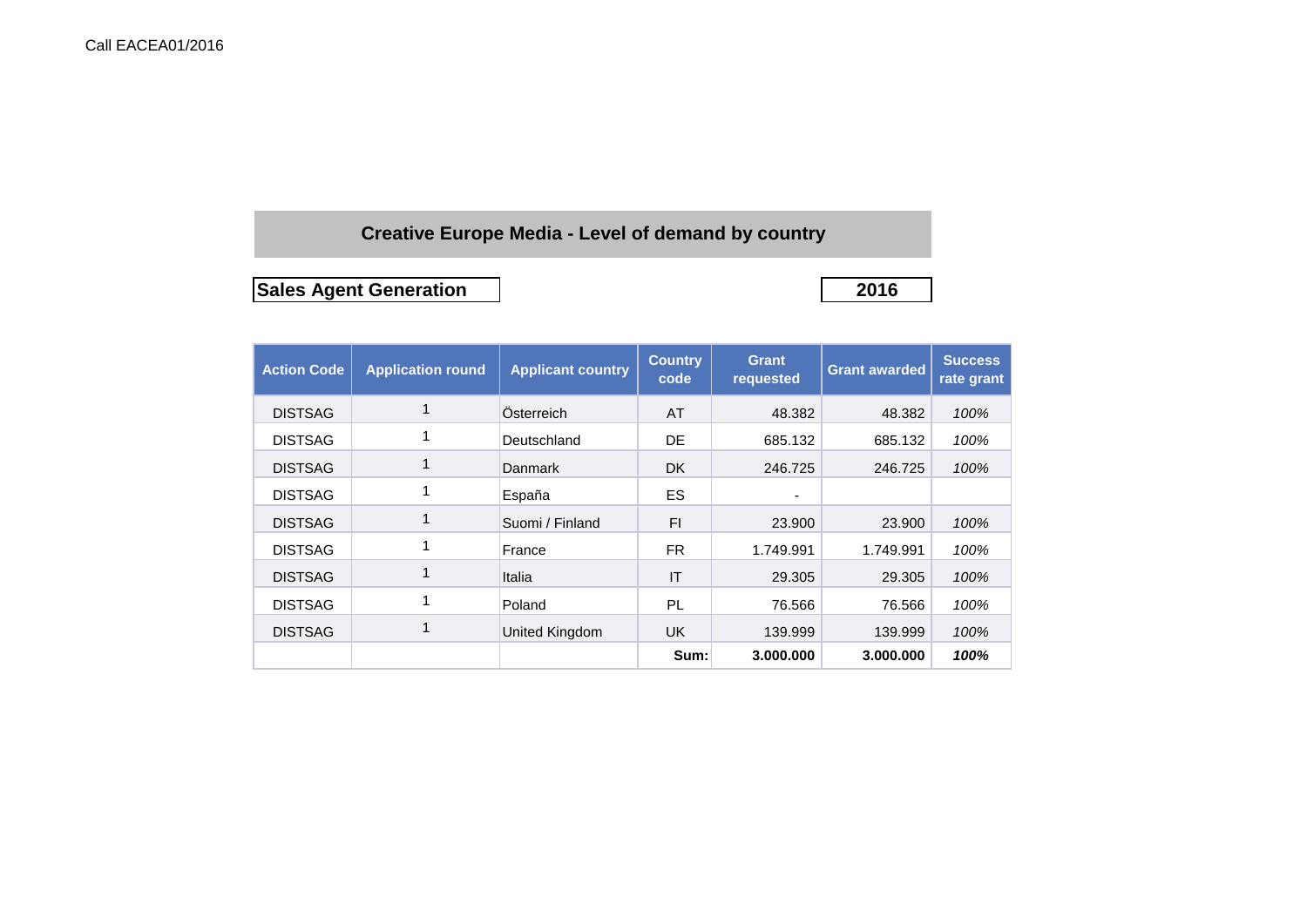Call EACEA01/2016

# Creative Europe Media - Level of demand by country

**Sales Agent Generation** **2016**

| Action Code | Application round | Applicant country | Country code | Grant requested | Grant awarded | Success rate grant |
|---|---|---|---|---|---|---|
| DISTSAG | 1 | Österreich | AT | 48.382 | 48.382 | *100%* |
| DISTSAG | 1 | Deutschland | DE | 685.132 | 685.132 | *100%* |
| DISTSAG | 1 | Danmark | DK | 246.725 | 246.725 | *100%* |
| DISTSAG | 1 | España | ES | - | | |
| DISTSAG | 1 | Suomi / Finland | FI | 23.900 | 23.900 | *100%* |
| DISTSAG | 1 | France | FR | 1.749.991 | 1.749.991 | *100%* |
| DISTSAG | 1 | Italia | IT | 29.305 | 29.305 | *100%* |
| DISTSAG | 1 | Poland | PL | 76.566 | 76.566 | *100%* |
| DISTSAG | 1 | United Kingdom | UK | 139.999 | 139.999 | *100%* |
| | | | **Sum:** | **3.000.000** | **3.000.000** | ***100%*** |